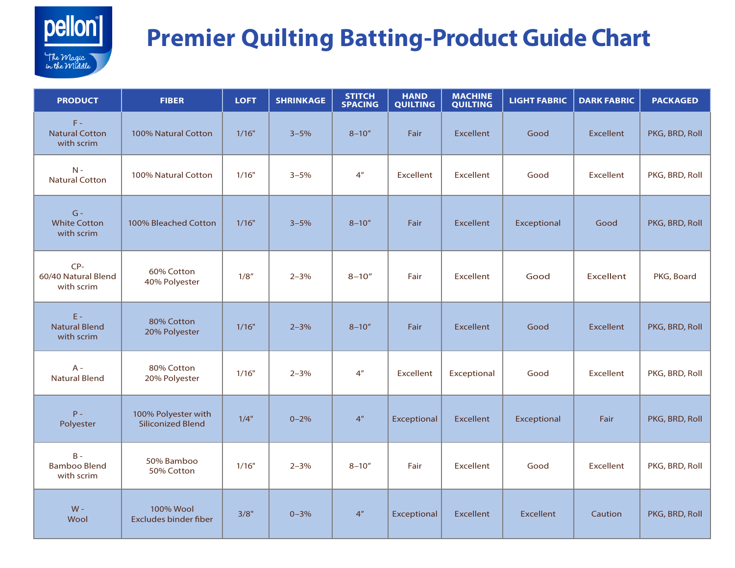# Premier Quilting Batting-Product Guide Chart

| PRODUCT | FIBER | LOFT | SHRINKAGE | STITCH SPACING | HAND QUILTING | MACHINE QUILTING | LIGHT FABRIC | DARK FABRIC | PACKAGED |
|---|---|---|---|---|---|---|---|---|---|
| F - Natural Cotton with scrim | 100% Natural Cotton | 1/16" | 3–5% | 8–10″ | Fair | Excellent | Good | Excellent | PKG, BRD, Roll |
| N - Natural Cotton | 100% Natural Cotton | 1/16" | 3–5% | 4″ | Excellent | Excellent | Good | Excellent | PKG, BRD, Roll |
| G - White Cotton with scrim | 100% Bleached Cotton | 1/16" | 3–5% | 8–10″ | Fair | Excellent | Exceptional | Good | PKG, BRD, Roll |
| CP- 60/40 Natural Blend with scrim | 60% Cotton 40% Polyester | 1/8″ | 2–3% | 8–10″ | Fair | Excellent | Good | Excellent | PKG, Board |
| E - Natural Blend with scrim | 80% Cotton 20% Polyester | 1/16" | 2–3% | 8–10″ | Fair | Excellent | Good | Excellent | PKG, BRD, Roll |
| A - Natural Blend | 80% Cotton 20% Polyester | 1/16" | 2–3% | 4″ | Excellent | Exceptional | Good | Excellent | PKG, BRD, Roll |
| P - Polyester | 100% Polyester with Siliconized Blend | 1/4" | 0–2% | 4″ | Exceptional | Excellent | Exceptional | Fair | PKG, BRD, Roll |
| B - Bamboo Blend with scrim | 50% Bamboo 50% Cotton | 1/16" | 2–3% | 8–10″ | Fair | Excellent | Good | Excellent | PKG, BRD, Roll |
| W - Wool | 100% Wool Excludes binder fiber | 3/8" | 0–3% | 4″ | Exceptional | Excellent | Excellent | Caution | PKG, BRD, Roll |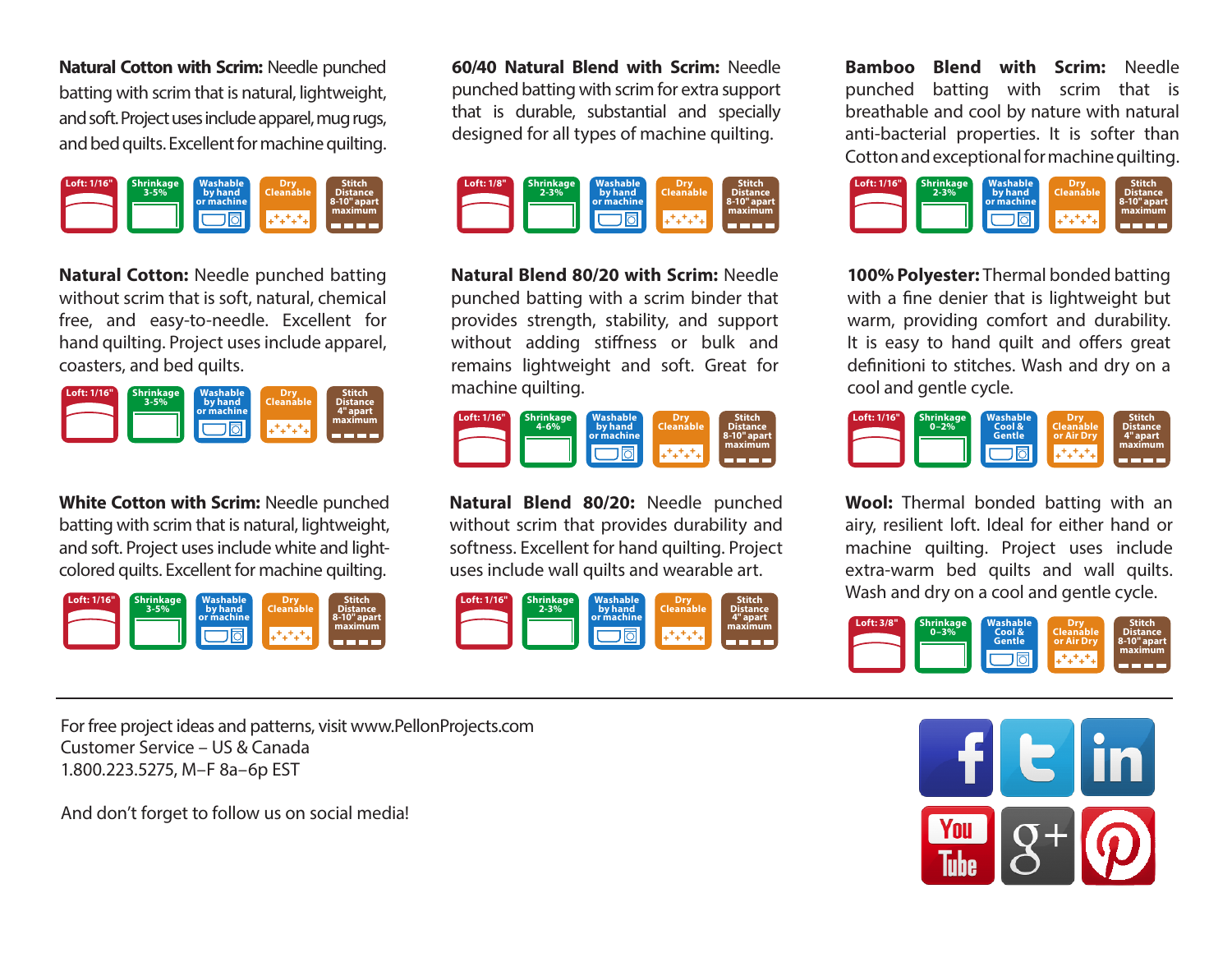**Natural Cotton with Scrim:** Needle punched batting with scrim that is natural, lightweight, and soft. Project uses include apparel, mug rugs, and bed quilts. Excellent for machine quilting.

Loft: 1/16" | Shrinkage 3-5% | Washable by hand or machine | Dry Cleanable | Stitch Distance 8-10" apart maximum

**Natural Cotton:** Needle punched batting without scrim that is soft, natural, chemical free, and easy-to-needle. Excellent for hand quilting. Project uses include apparel, coasters, and bed quilts.

Loft: 1/16" | Shrinkage 3-5% | Washable by hand or machine | Dry Cleanable | Stitch Distance 4" apart maximum

**White Cotton with Scrim:** Needle punched batting with scrim that is natural, lightweight, and soft. Project uses include white and light-colored quilts. Excellent for machine quilting.

Loft: 1/16" | Shrinkage 3-5% | Washable by hand or machine | Dry Cleanable | Stitch Distance 8-10" apart maximum

**60/40 Natural Blend with Scrim:** Needle punched batting with scrim for extra support that is durable, substantial and specially designed for all types of machine quilting.

Loft: 1/8" | Shrinkage 2-3% | Washable by hand or machine | Dry Cleanable | Stitch Distance 8-10" apart maximum

**Natural Blend 80/20 with Scrim:** Needle punched batting with a scrim binder that provides strength, stability, and support without adding stiffness or bulk and remains lightweight and soft. Great for machine quilting.

Loft: 1/16" | Shrinkage 4-6% | Washable by hand or machine | Dry Cleanable | Stitch Distance 8-10" apart maximum

**Natural Blend 80/20:** Needle punched without scrim that provides durability and softness. Excellent for hand quilting. Project uses include wall quilts and wearable art.

Loft: 1/16" | Shrinkage 2-3% | Washable by hand or machine | Dry Cleanable | Stitch Distance 4" apart maximum

**Bamboo Blend with Scrim:** Needle punched batting with scrim that is breathable and cool by nature with natural anti-bacterial properties. It is softer than Cotton and exceptional for machine quilting.

Loft: 1/16" | Shrinkage 2-3% | Washable by hand or machine | Dry Cleanable | Stitch Distance 8-10" apart maximum

**100% Polyester:** Thermal bonded batting with a fine denier that is lightweight but warm, providing comfort and durability. It is easy to hand quilt and offers great definitioni to stitches. Wash and dry on a cool and gentle cycle.

Loft: 1/16" | Shrinkage 0–2% | Washable Cool & Gentle | Dry Cleanable or Air Dry | Stitch Distance 4" apart maximum

**Wool:** Thermal bonded batting with an airy, resilient loft. Ideal for either hand or machine quilting. Project uses include extra-warm bed quilts and wall quilts. Wash and dry on a cool and gentle cycle.

Loft: 3/8" | Shrinkage 0–3% | Washable Cool & Gentle | Dry Cleanable or Air Dry | Stitch Distance 8-10" apart maximum

---

For free project ideas and patterns, visit www.PellonProjects.com
Customer Service – US & Canada
1.800.223.5275, M–F 8a–6p EST

And don't forget to follow us on social media!